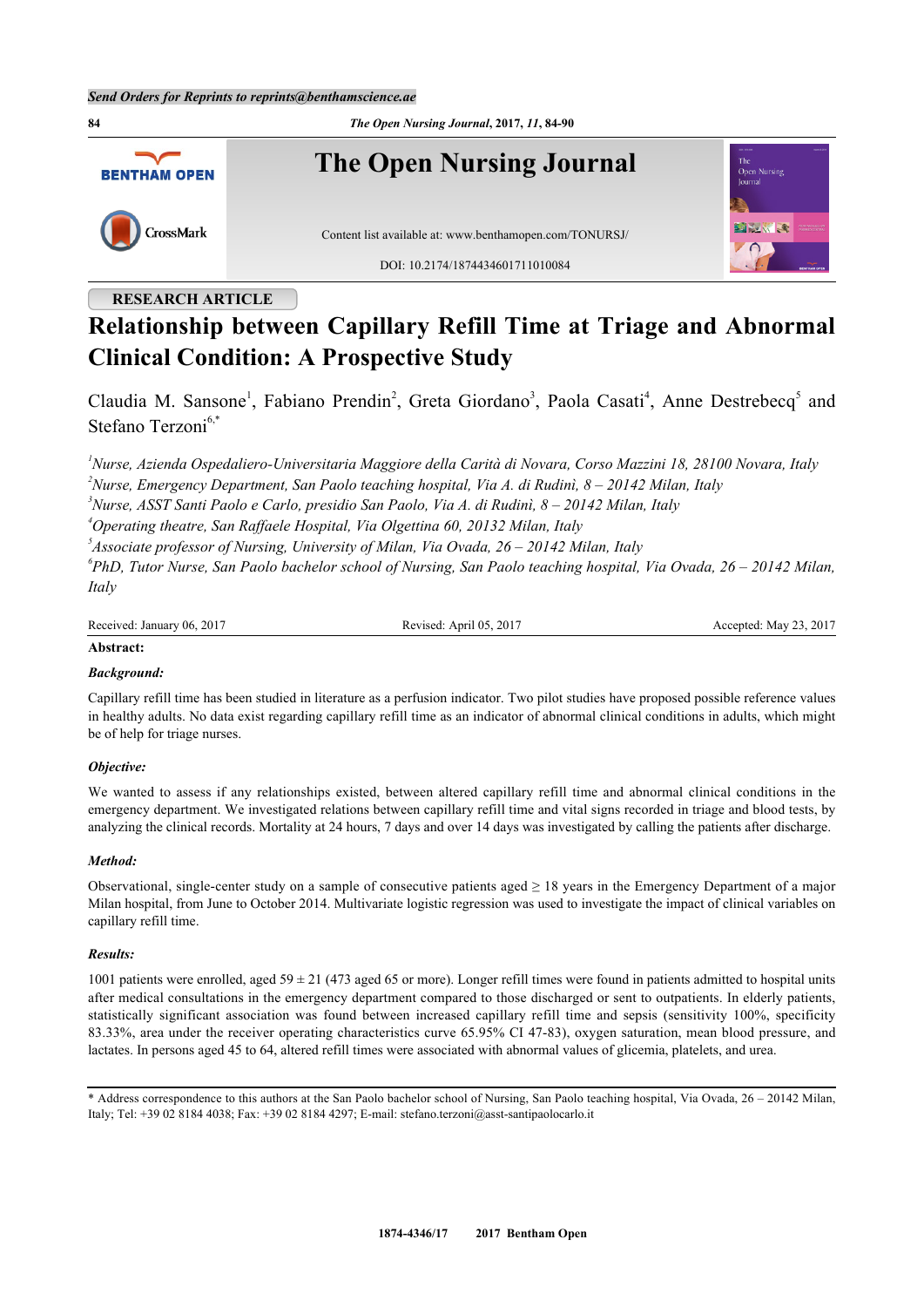RESEARCH ARTICLE

# Relationship between Capillary Refill Time at Triage and Abnormal Clinical Condition: A Prospective Study

Claudia M. Sansone[1], Fabiano Prendin[2], Greta Giordano[3], Paola Casati[4], Anne Destrebecq[5] and Stefano Terzoni[6,*]

[1]Nurse, Azienda Ospedaliero-Universitaria Maggiore della Carità di Novara, Corso Mazzini 18, 28100 Novara, Italy
[2]Nurse, Emergency Department, San Paolo teaching hospital, Via A. di Rudinì, 8 – 20142 Milan, Italy
[3]Nurse, ASST Santi Paolo e Carlo, presidio San Paolo, Via A. di Rudinì, 8 – 20142 Milan, Italy
[4]Operating theatre, San Raffaele Hospital, Via Olgettina 60, 20132 Milan, Italy
[5]Associate professor of Nursing, University of Milan, Via Ovada, 26 – 20142 Milan, Italy
[6]PhD, Tutor Nurse, San Paolo bachelor school of Nursing, San Paolo teaching hospital, Via Ovada, 26 – 20142 Milan, Italy

Received: January 06, 2017 | Revised: April 05, 2017 | Accepted: May 23, 2017

**Abstract:**

***Background:***

Capillary refill time has been studied in literature as a perfusion indicator. Two pilot studies have proposed possible reference values in healthy adults. No data exist regarding capillary refill time as an indicator of abnormal clinical conditions in adults, which might be of help for triage nurses.

***Objective:***

We wanted to assess if any relationships existed, between altered capillary refill time and abnormal clinical conditions in the emergency department. We investigated relations between capillary refill time and vital signs recorded in triage and blood tests, by analyzing the clinical records. Mortality at 24 hours, 7 days and over 14 days was investigated by calling the patients after discharge.

***Method:***

Observational, single-center study on a sample of consecutive patients aged ≥ 18 years in the Emergency Department of a major Milan hospital, from June to October 2014. Multivariate logistic regression was used to investigate the impact of clinical variables on capillary refill time.

***Results:***

1001 patients were enrolled, aged 59 ± 21 (473 aged 65 or more). Longer refill times were found in patients admitted to hospital units after medical consultations in the emergency department compared to those discharged or sent to outpatients. In elderly patients, statistically significant association was found between increased capillary refill time and sepsis (sensitivity 100%, specificity 83.33%, area under the receiver operating characteristics curve 65.95% CI 47-83), oxygen saturation, mean blood pressure, and lactates. In persons aged 45 to 64, altered refill times were associated with abnormal values of glicemia, platelets, and urea.

---

\* Address correspondence to this authors at the San Paolo bachelor school of Nursing, San Paolo teaching hospital, Via Ovada, 26 – 20142 Milan, Italy; Tel: +39 02 8184 4038; Fax: +39 02 8184 4297; E-mail: stefano.terzoni@asst-santipaolocarlo.it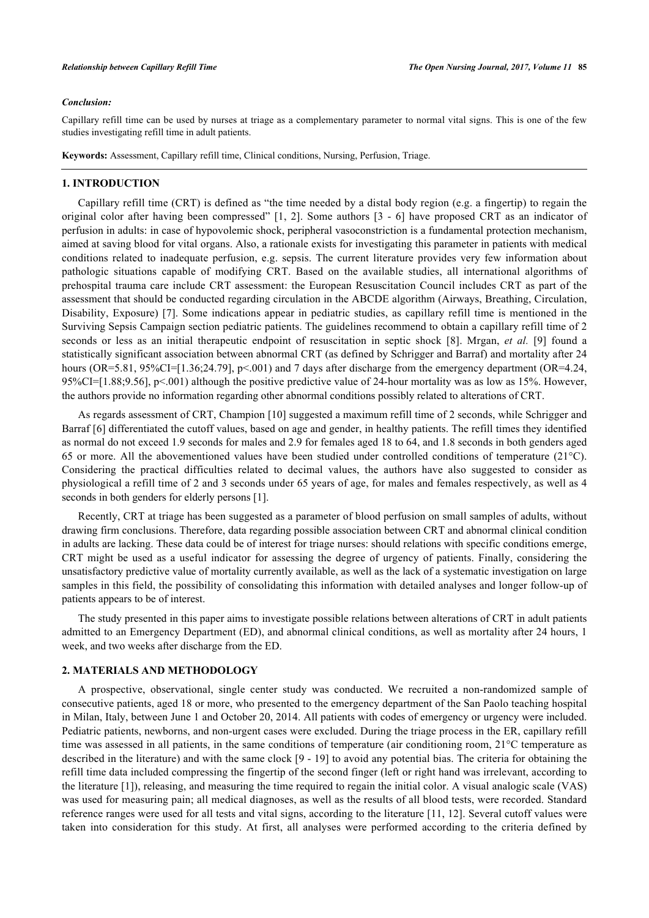### *Conclusion:*

Capillary refill time can be used by nurses at triage as a complementary parameter to normal vital signs. This is one of the few studies investigating refill time in adult patients.

**Keywords:** Assessment, Capillary refill time, Clinical conditions, Nursing, Perfusion, Triage.

## 1. INTRODUCTION

Capillary refill time (CRT) is defined as "the time needed by a distal body region (e.g. a fingertip) to regain the original color after having been compressed" [1, 2]. Some authors [3 - 6] have proposed CRT as an indicator of perfusion in adults: in case of hypovolemic shock, peripheral vasoconstriction is a fundamental protection mechanism, aimed at saving blood for vital organs. Also, a rationale exists for investigating this parameter in patients with medical conditions related to inadequate perfusion, e.g. sepsis. The current literature provides very few information about pathologic situations capable of modifying CRT. Based on the available studies, all international algorithms of prehospital trauma care include CRT assessment: the European Resuscitation Council includes CRT as part of the assessment that should be conducted regarding circulation in the ABCDE algorithm (Airways, Breathing, Circulation, Disability, Exposure) [7]. Some indications appear in pediatric studies, as capillary refill time is mentioned in the Surviving Sepsis Campaign section pediatric patients. The guidelines recommend to obtain a capillary refill time of 2 seconds or less as an initial therapeutic endpoint of resuscitation in septic shock [8]. Mrgan, *et al.* [9] found a statistically significant association between abnormal CRT (as defined by Schrigger and Barraf) and mortality after 24 hours (OR=5.81, 95%CI=[1.36;24.79], p<.001) and 7 days after discharge from the emergency department (OR=4.24, 95%CI=[1.88;9.56], p<.001) although the positive predictive value of 24-hour mortality was as low as 15%. However, the authors provide no information regarding other abnormal conditions possibly related to alterations of CRT.

As regards assessment of CRT, Champion [10] suggested a maximum refill time of 2 seconds, while Schrigger and Barraf [6] differentiated the cutoff values, based on age and gender, in healthy patients. The refill times they identified as normal do not exceed 1.9 seconds for males and 2.9 for females aged 18 to 64, and 1.8 seconds in both genders aged 65 or more. All the abovementioned values have been studied under controlled conditions of temperature (21°C). Considering the practical difficulties related to decimal values, the authors have also suggested to consider as physiological a refill time of 2 and 3 seconds under 65 years of age, for males and females respectively, as well as 4 seconds in both genders for elderly persons [1].

Recently, CRT at triage has been suggested as a parameter of blood perfusion on small samples of adults, without drawing firm conclusions. Therefore, data regarding possible association between CRT and abnormal clinical condition in adults are lacking. These data could be of interest for triage nurses: should relations with specific conditions emerge, CRT might be used as a useful indicator for assessing the degree of urgency of patients. Finally, considering the unsatisfactory predictive value of mortality currently available, as well as the lack of a systematic investigation on large samples in this field, the possibility of consolidating this information with detailed analyses and longer follow-up of patients appears to be of interest.

The study presented in this paper aims to investigate possible relations between alterations of CRT in adult patients admitted to an Emergency Department (ED), and abnormal clinical conditions, as well as mortality after 24 hours, 1 week, and two weeks after discharge from the ED.

## 2. MATERIALS AND METHODOLOGY

A prospective, observational, single center study was conducted. We recruited a non-randomized sample of consecutive patients, aged 18 or more, who presented to the emergency department of the San Paolo teaching hospital in Milan, Italy, between June 1 and October 20, 2014. All patients with codes of emergency or urgency were included. Pediatric patients, newborns, and non-urgent cases were excluded. During the triage process in the ER, capillary refill time was assessed in all patients, in the same conditions of temperature (air conditioning room, 21°C temperature as described in the literature) and with the same clock [9 - 19] to avoid any potential bias. The criteria for obtaining the refill time data included compressing the fingertip of the second finger (left or right hand was irrelevant, according to the literature [1]), releasing, and measuring the time required to regain the initial color. A visual analogic scale (VAS) was used for measuring pain; all medical diagnoses, as well as the results of all blood tests, were recorded. Standard reference ranges were used for all tests and vital signs, according to the literature [11, 12]. Several cutoff values were taken into consideration for this study. At first, all analyses were performed according to the criteria defined by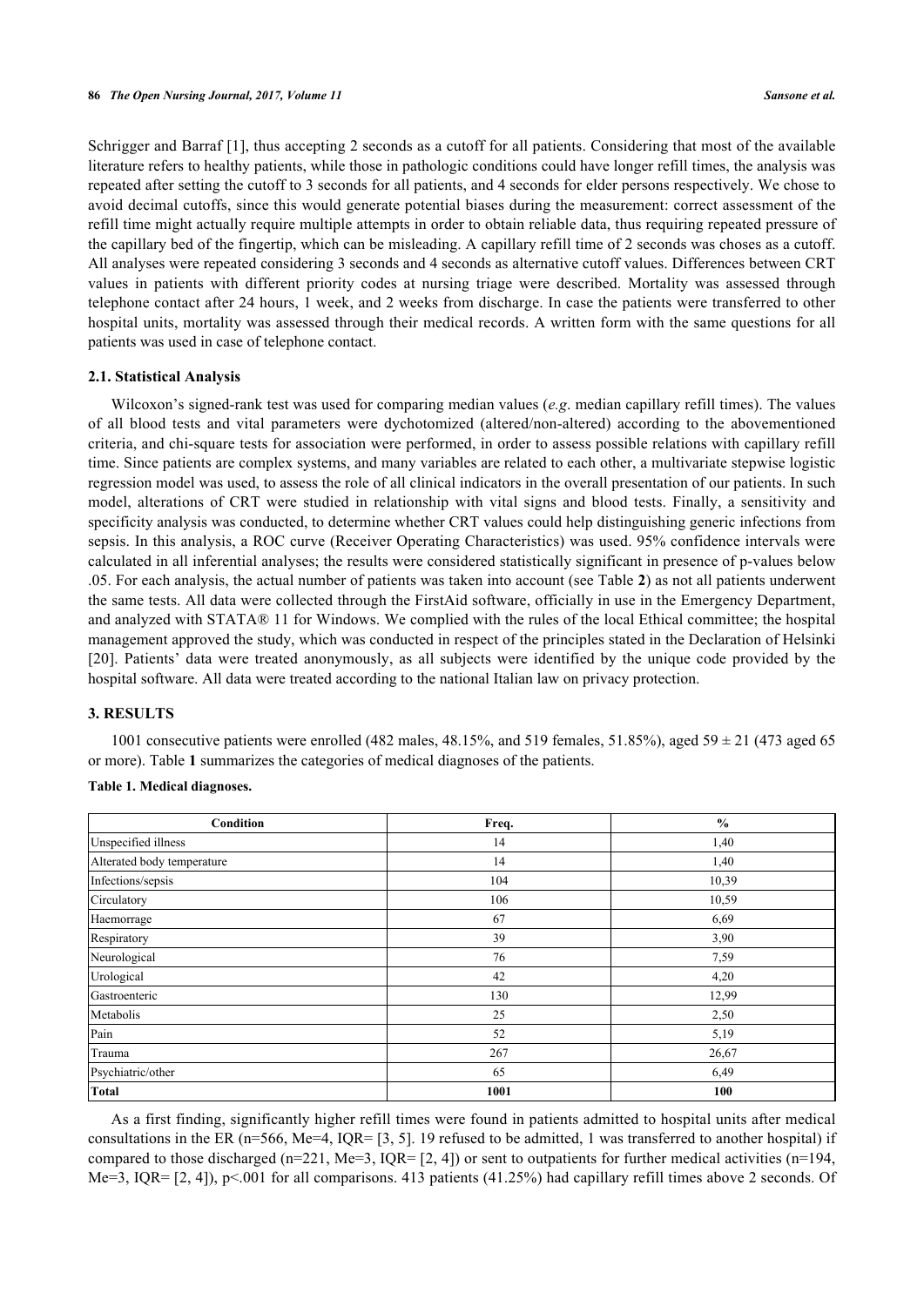Schrigger and Barraf [1], thus accepting 2 seconds as a cutoff for all patients. Considering that most of the available literature refers to healthy patients, while those in pathologic conditions could have longer refill times, the analysis was repeated after setting the cutoff to 3 seconds for all patients, and 4 seconds for elder persons respectively. We chose to avoid decimal cutoffs, since this would generate potential biases during the measurement: correct assessment of the refill time might actually require multiple attempts in order to obtain reliable data, thus requiring repeated pressure of the capillary bed of the fingertip, which can be misleading. A capillary refill time of 2 seconds was choses as a cutoff. All analyses were repeated considering 3 seconds and 4 seconds as alternative cutoff values. Differences between CRT values in patients with different priority codes at nursing triage were described. Mortality was assessed through telephone contact after 24 hours, 1 week, and 2 weeks from discharge. In case the patients were transferred to other hospital units, mortality was assessed through their medical records. A written form with the same questions for all patients was used in case of telephone contact.

### 2.1. Statistical Analysis

Wilcoxon's signed-rank test was used for comparing median values (*e.g*. median capillary refill times). The values of all blood tests and vital parameters were dychotomized (altered/non-altered) according to the abovementioned criteria, and chi-square tests for association were performed, in order to assess possible relations with capillary refill time. Since patients are complex systems, and many variables are related to each other, a multivariate stepwise logistic regression model was used, to assess the role of all clinical indicators in the overall presentation of our patients. In such model, alterations of CRT were studied in relationship with vital signs and blood tests. Finally, a sensitivity and specificity analysis was conducted, to determine whether CRT values could help distinguishing generic infections from sepsis. In this analysis, a ROC curve (Receiver Operating Characteristics) was used. 95% confidence intervals were calculated in all inferential analyses; the results were considered statistically significant in presence of p-values below .05. For each analysis, the actual number of patients was taken into account (see Table **2**) as not all patients underwent the same tests. All data were collected through the FirstAid software, officially in use in the Emergency Department, and analyzed with STATA® 11 for Windows. We complied with the rules of the local Ethical committee; the hospital management approved the study, which was conducted in respect of the principles stated in the Declaration of Helsinki [20]. Patients' data were treated anonymously, as all subjects were identified by the unique code provided by the hospital software. All data were treated according to the national Italian law on privacy protection.

## 3. RESULTS

1001 consecutive patients were enrolled (482 males, 48.15%, and 519 females, 51.85%), aged 59 ± 21 (473 aged 65 or more). Table **1** summarizes the categories of medical diagnoses of the patients.

**Table 1. Medical diagnoses.**

| Condition | Freq. | % |
|---|---|---|
| Unspecified illness | 14 | 1,40 |
| Altered body temperature | 14 | 1,40 |
| Infections/sepsis | 104 | 10,39 |
| Circulatory | 106 | 10,59 |
| Haemorrage | 67 | 6,69 |
| Respiratory | 39 | 3,90 |
| Neurological | 76 | 7,59 |
| Urological | 42 | 4,20 |
| Gastroenteric | 130 | 12,99 |
| Metabolis | 25 | 2,50 |
| Pain | 52 | 5,19 |
| Trauma | 267 | 26,67 |
| Psychiatric/other | 65 | 6,49 |
| **Total** | **1001** | **100** |

As a first finding, significantly higher refill times were found in patients admitted to hospital units after medical consultations in the ER (n=566, Me=4, IQR= [3, 5]. 19 refused to be admitted, 1 was transferred to another hospital) if compared to those discharged (n=221, Me=3, IQR= [2, 4]) or sent to outpatients for further medical activities (n=194, Me=3, IQR= [2, 4]), p<.001 for all comparisons. 413 patients (41.25%) had capillary refill times above 2 seconds. Of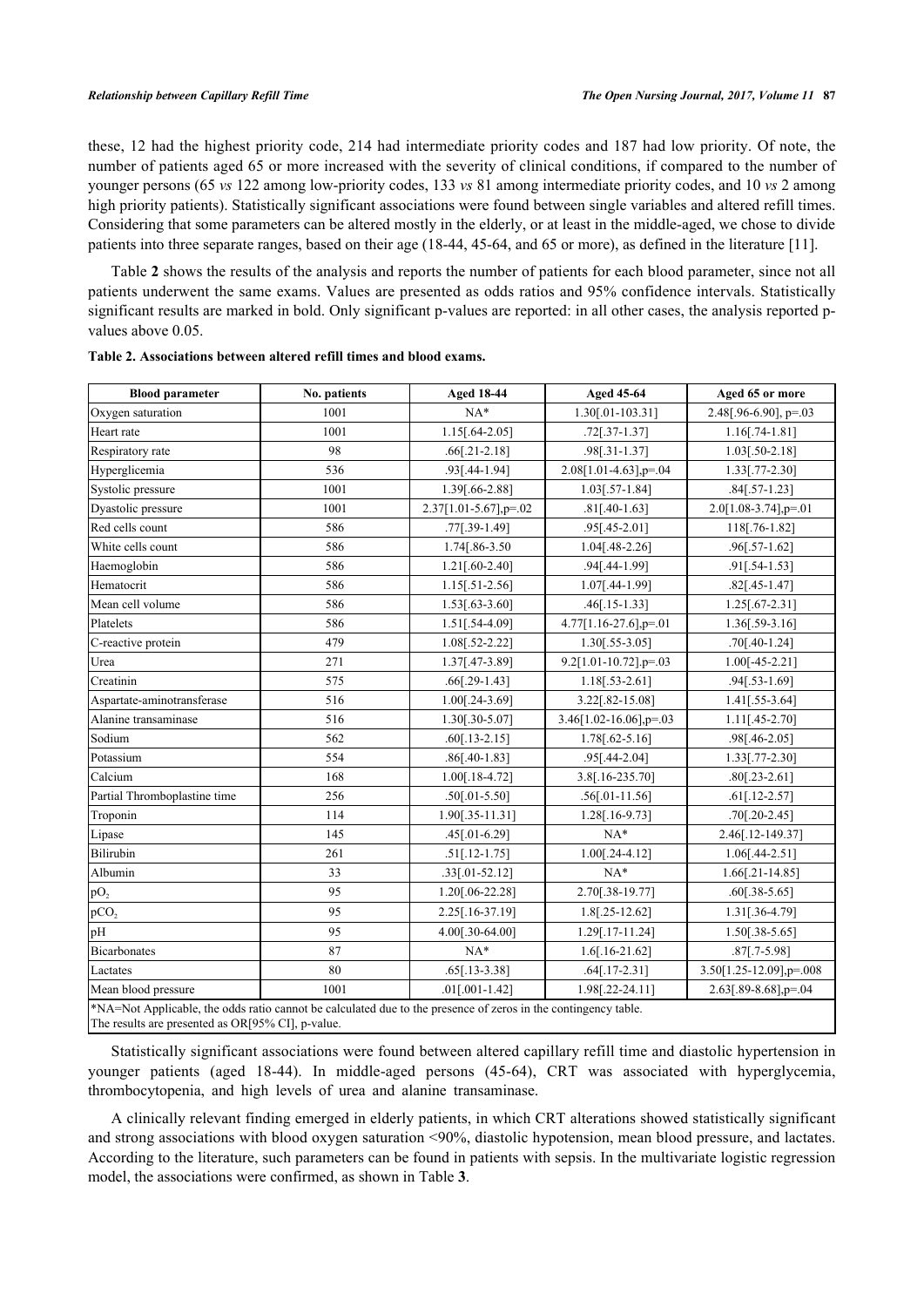these, 12 had the highest priority code, 214 had intermediate priority codes and 187 had low priority. Of note, the number of patients aged 65 or more increased with the severity of clinical conditions, if compared to the number of younger persons (65 *vs* 122 among low-priority codes, 133 *vs* 81 among intermediate priority codes, and 10 *vs* 2 among high priority patients). Statistically significant associations were found between single variables and altered refill times. Considering that some parameters can be altered mostly in the elderly, or at least in the middle-aged, we chose to divide patients into three separate ranges, based on their age (18-44, 45-64, and 65 or more), as defined in the literature [11].

Table **2** shows the results of the analysis and reports the number of patients for each blood parameter, since not all patients underwent the same exams. Values are presented as odds ratios and 95% confidence intervals. Statistically significant results are marked in bold. Only significant p-values are reported: in all other cases, the analysis reported p-values above 0.05.

**Table 2. Associations between altered refill times and blood exams.**

| Blood parameter | No. patients | Aged 18-44 | Aged 45-64 | Aged 65 or more |
|---|---|---|---|---|
| Oxygen saturation | 1001 | NA* | 1.30[.01-103.31] | 2.48[.96-6.90], p=.03 |
| Heart rate | 1001 | 1.15[.64-2.05] | .72[.37-1.37] | 1.16[.74-1.81] |
| Respiratory rate | 98 | .66[.21-2.18] | .98[.31-1.37] | 1.03[.50-2.18] |
| Hyperglicemia | 536 | .93[.44-1.94] | 2.08[1.01-4.63],p=.04 | 1.33[.77-2.30] |
| Systolic pressure | 1001 | 1.39[.66-2.88] | 1.03[.57-1.84] | .84[.57-1.23] |
| Dyastolic pressure | 1001 | 2.37[1.01-5.67],p=.02 | .81[.40-1.63] | 2.0[1.08-3.74],p=.01 |
| Red cells count | 586 | .77[.39-1.49] | .95[.45-2.01] | 118[.76-1.82] |
| White cells count | 586 | 1.74[.86-3.50 | 1.04[.48-2.26] | .96[.57-1.62] |
| Haemoglobin | 586 | 1.21[.60-2.40] | .94[.44-1.99] | .91[.54-1.53] |
| Hematocrit | 586 | 1.15[.51-2.56] | 1.07[.44-1.99] | .82[.45-1.47] |
| Mean cell volume | 586 | 1.53[.63-3.60] | .46[.15-1.33] | 1.25[.67-2.31] |
| Platelets | 586 | 1.51[.54-4.09] | 4.77[1.16-27.6],p=.01 | 1.36[.59-3.16] |
| C-reactive protein | 479 | 1.08[.52-2.22] | 1.30[.55-3.05] | .70[.40-1.24] |
| Urea | 271 | 1.37[.47-3.89] | 9.2[1.01-10.72].p=.03 | 1.00[-45-2.21] |
| Creatinin | 575 | .66[.29-1.43] | 1.18[.53-2.61] | .94[.53-1.69] |
| Aspartate-aminotransferase | 516 | 1.00[.24-3.69] | 3.22[.82-15.08] | 1.41[.55-3.64] |
| Alanine transaminase | 516 | 1.30[.30-5.07] | 3.46[1.02-16.06],p=.03 | 1.11[.45-2.70] |
| Sodium | 562 | .60[.13-2.15] | 1.78[.62-5.16] | .98[.46-2.05] |
| Potassium | 554 | .86[.40-1.83] | .95[.44-2.04] | 1.33[.77-2.30] |
| Calcium | 168 | 1.00[.18-4.72] | 3.8[.16-235.70] | .80[.23-2.61] |
| Partial Thromboplastine time | 256 | .50[.01-5.50] | .56[.01-11.56] | .61[.12-2.57] |
| Troponin | 114 | 1.90[.35-11.31] | 1.28[.16-9.73] | .70[.20-2.45] |
| Lipase | 145 | .45[.01-6.29] | NA* | 2.46[.12-149.37] |
| Bilirubin | 261 | .51[.12-1.75] | 1.00[.24-4.12] | 1.06[.44-2.51] |
| Albumin | 33 | .33[.01-52.12] | NA* | 1.66[.21-14.85] |
| $pO_2$ | 95 | 1.20[.06-22.28] | 2.70[.38-19.77] | .60[.38-5.65] |
| $pCO_2$ | 95 | 2.25[.16-37.19] | 1.8[.25-12.62] | 1.31[.36-4.79] |
| pH | 95 | 4.00[.30-64.00] | 1.29[.17-11.24] | 1.50[.38-5.65] |
| Bicarbonates | 87 | NA* | 1.6[.16-21.62] | .87[.7-5.98] |
| Lactates | 80 | .65[.13-3.38] | .64[.17-2.31] | 3.50[1.25-12.09],p=.008 |
| Mean blood pressure | 1001 | .01[.001-1.42] | 1.98[.22-24.11] | 2.63[.89-8.68],p=.04 |

*NA=Not Applicable, the odds ratio cannot be calculated due to the presence of zeros in the contingency table.
The results are presented as OR[95% CI], p-value.

Statistically significant associations were found between altered capillary refill time and diastolic hypertension in younger patients (aged 18-44). In middle-aged persons (45-64), CRT was associated with hyperglycemia, thrombocytopenia, and high levels of urea and alanine transaminase.

A clinically relevant finding emerged in elderly patients, in which CRT alterations showed statistically significant and strong associations with blood oxygen saturation <90%, diastolic hypotension, mean blood pressure, and lactates. According to the literature, such parameters can be found in patients with sepsis. In the multivariate logistic regression model, the associations were confirmed, as shown in Table **3**.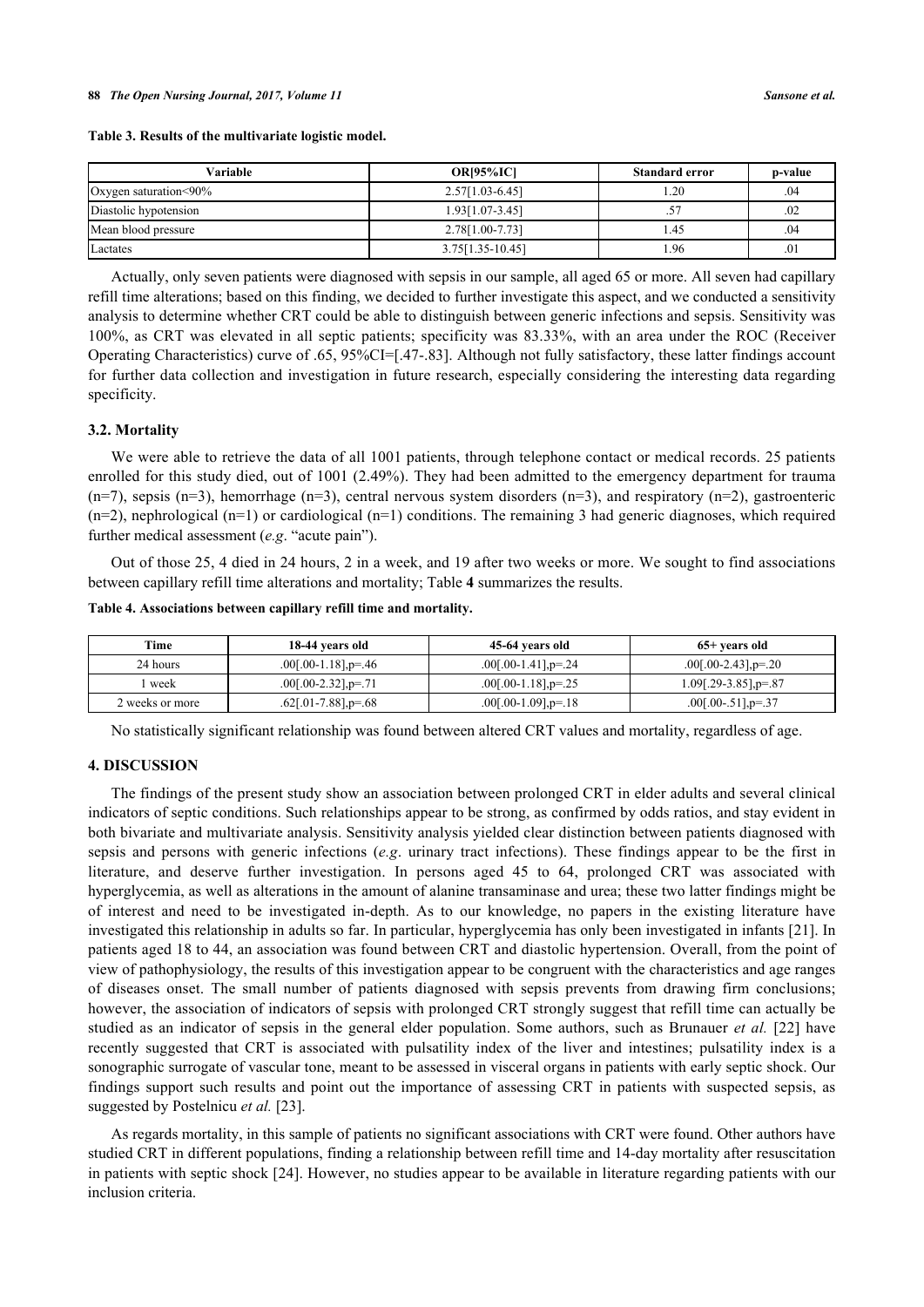**Table 3. Results of the multivariate logistic model.**

| Variable | OR[95%IC] | Standard error | p-value |
|---|---|---|---|
| Oxygen saturation<90% | 2.57[1.03-6.45] | 1.20 | .04 |
| Diastolic hypotension | 1.93[1.07-3.45] | .57 | .02 |
| Mean blood pressure | 2.78[1.00-7.73] | 1.45 | .04 |
| Lactates | 3.75[1.35-10.45] | 1.96 | .01 |

Actually, only seven patients were diagnosed with sepsis in our sample, all aged 65 or more. All seven had capillary refill time alterations; based on this finding, we decided to further investigate this aspect, and we conducted a sensitivity analysis to determine whether CRT could be able to distinguish between generic infections and sepsis. Sensitivity was 100%, as CRT was elevated in all septic patients; specificity was 83.33%, with an area under the ROC (Receiver Operating Characteristics) curve of .65, 95%CI=[.47-.83]. Although not fully satisfactory, these latter findings account for further data collection and investigation in future research, especially considering the interesting data regarding specificity.

### 3.2. Mortality

We were able to retrieve the data of all 1001 patients, through telephone contact or medical records. 25 patients enrolled for this study died, out of 1001 (2.49%). They had been admitted to the emergency department for trauma (n=7), sepsis (n=3), hemorrhage (n=3), central nervous system disorders (n=3), and respiratory (n=2), gastroenteric (n=2), nephrological (n=1) or cardiological (n=1) conditions. The remaining 3 had generic diagnoses, which required further medical assessment (*e.g*. "acute pain").

Out of those 25, 4 died in 24 hours, 2 in a week, and 19 after two weeks or more. We sought to find associations between capillary refill time alterations and mortality; Table **4** summarizes the results.

**Table 4. Associations between capillary refill time and mortality.**

| Time | 18-44 years old | 45-64 years old | 65+ years old |
|---|---|---|---|
| 24 hours | .00[.00-1.18],p=.46 | .00[.00-1.41],p=.24 | .00[.00-2.43],p=.20 |
| 1 week | .00[.00-2.32],p=.71 | .00[.00-1.18],p=.25 | 1.09[.29-3.85],p=.87 |
| 2 weeks or more | .62[.01-7.88],p=.68 | .00[.00-1.09],p=.18 | .00[.00-.51],p=.37 |

No statistically significant relationship was found between altered CRT values and mortality, regardless of age.

## 4. DISCUSSION

The findings of the present study show an association between prolonged CRT in elder adults and several clinical indicators of septic conditions. Such relationships appear to be strong, as confirmed by odds ratios, and stay evident in both bivariate and multivariate analysis. Sensitivity analysis yielded clear distinction between patients diagnosed with sepsis and persons with generic infections (*e.g*. urinary tract infections). These findings appear to be the first in literature, and deserve further investigation. In persons aged 45 to 64, prolonged CRT was associated with hyperglycemia, as well as alterations in the amount of alanine transaminase and urea; these two latter findings might be of interest and need to be investigated in-depth. As to our knowledge, no papers in the existing literature have investigated this relationship in adults so far. In particular, hyperglycemia has only been investigated in infants [21]. In patients aged 18 to 44, an association was found between CRT and diastolic hypertension. Overall, from the point of view of pathophysiology, the results of this investigation appear to be congruent with the characteristics and age ranges of diseases onset. The small number of patients diagnosed with sepsis prevents from drawing firm conclusions; however, the association of indicators of sepsis with prolonged CRT strongly suggest that refill time can actually be studied as an indicator of sepsis in the general elder population. Some authors, such as Brunauer *et al.* [22] have recently suggested that CRT is associated with pulsatility index of the liver and intestines; pulsatility index is a sonographic surrogate of vascular tone, meant to be assessed in visceral organs in patients with early septic shock. Our findings support such results and point out the importance of assessing CRT in patients with suspected sepsis, as suggested by Postelnicu *et al.* [23].

As regards mortality, in this sample of patients no significant associations with CRT were found. Other authors have studied CRT in different populations, finding a relationship between refill time and 14-day mortality after resuscitation in patients with septic shock [24]. However, no studies appear to be available in literature regarding patients with our inclusion criteria.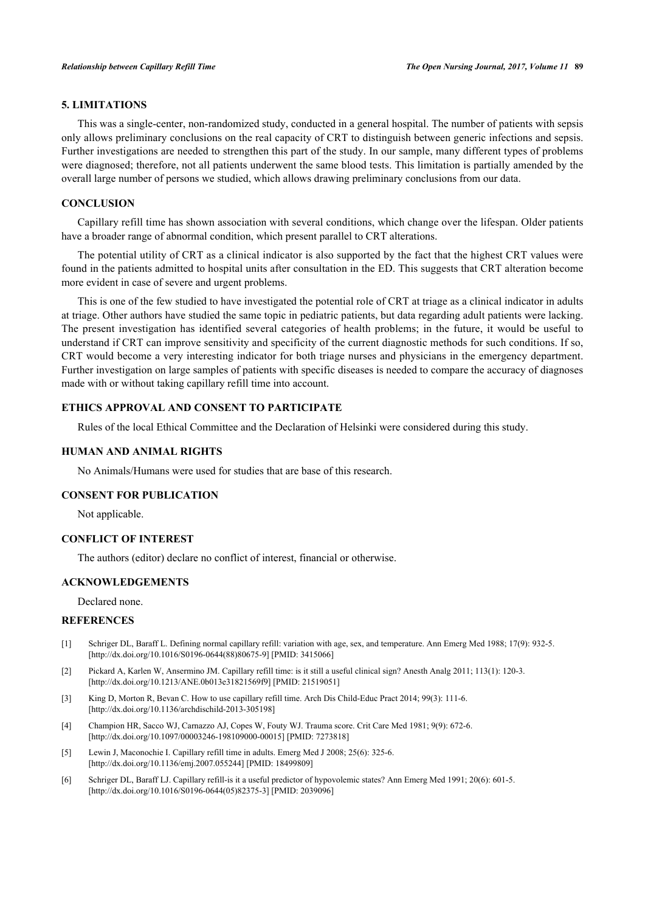## 5. LIMITATIONS

This was a single-center, non-randomized study, conducted in a general hospital. The number of patients with sepsis only allows preliminary conclusions on the real capacity of CRT to distinguish between generic infections and sepsis. Further investigations are needed to strengthen this part of the study. In our sample, many different types of problems were diagnosed; therefore, not all patients underwent the same blood tests. This limitation is partially amended by the overall large number of persons we studied, which allows drawing preliminary conclusions from our data.

## CONCLUSION

Capillary refill time has shown association with several conditions, which change over the lifespan. Older patients have a broader range of abnormal condition, which present parallel to CRT alterations.

The potential utility of CRT as a clinical indicator is also supported by the fact that the highest CRT values were found in the patients admitted to hospital units after consultation in the ED. This suggests that CRT alteration become more evident in case of severe and urgent problems.

This is one of the few studied to have investigated the potential role of CRT at triage as a clinical indicator in adults at triage. Other authors have studied the same topic in pediatric patients, but data regarding adult patients were lacking. The present investigation has identified several categories of health problems; in the future, it would be useful to understand if CRT can improve sensitivity and specificity of the current diagnostic methods for such conditions. If so, CRT would become a very interesting indicator for both triage nurses and physicians in the emergency department. Further investigation on large samples of patients with specific diseases is needed to compare the accuracy of diagnoses made with or without taking capillary refill time into account.

## ETHICS APPROVAL AND CONSENT TO PARTICIPATE

Rules of the local Ethical Committee and the Declaration of Helsinki were considered during this study.

## HUMAN AND ANIMAL RIGHTS

No Animals/Humans were used for studies that are base of this research.

## CONSENT FOR PUBLICATION

Not applicable.

## CONFLICT OF INTEREST

The authors (editor) declare no conflict of interest, financial or otherwise.

## ACKNOWLEDGEMENTS

Declared none.

## REFERENCES

[1] Schriger DL, Baraff L. Defining normal capillary refill: variation with age, sex, and temperature. Ann Emerg Med 1988; 17(9): 932-5. [http://dx.doi.org/10.1016/S0196-0644(88)80675-9] [PMID: 3415066]

[2] Pickard A, Karlen W, Ansermino JM. Capillary refill time: is it still a useful clinical sign? Anesth Analg 2011; 113(1): 120-3. [http://dx.doi.org/10.1213/ANE.0b013e31821569f9] [PMID: 21519051]

[3] King D, Morton R, Bevan C. How to use capillary refill time. Arch Dis Child-Educ Pract 2014; 99(3): 111-6. [http://dx.doi.org/10.1136/archdischild-2013-305198]

[4] Champion HR, Sacco WJ, Carnazzo AJ, Copes W, Fouty WJ. Trauma score. Crit Care Med 1981; 9(9): 672-6. [http://dx.doi.org/10.1097/00003246-198109000-00015] [PMID: 7273818]

[5] Lewin J, Maconochie I. Capillary refill time in adults. Emerg Med J 2008; 25(6): 325-6. [http://dx.doi.org/10.1136/emj.2007.055244] [PMID: 18499809]

[6] Schriger DL, Baraff LJ. Capillary refill-is it a useful predictor of hypovolemic states? Ann Emerg Med 1991; 20(6): 601-5. [http://dx.doi.org/10.1016/S0196-0644(05)82375-3] [PMID: 2039096]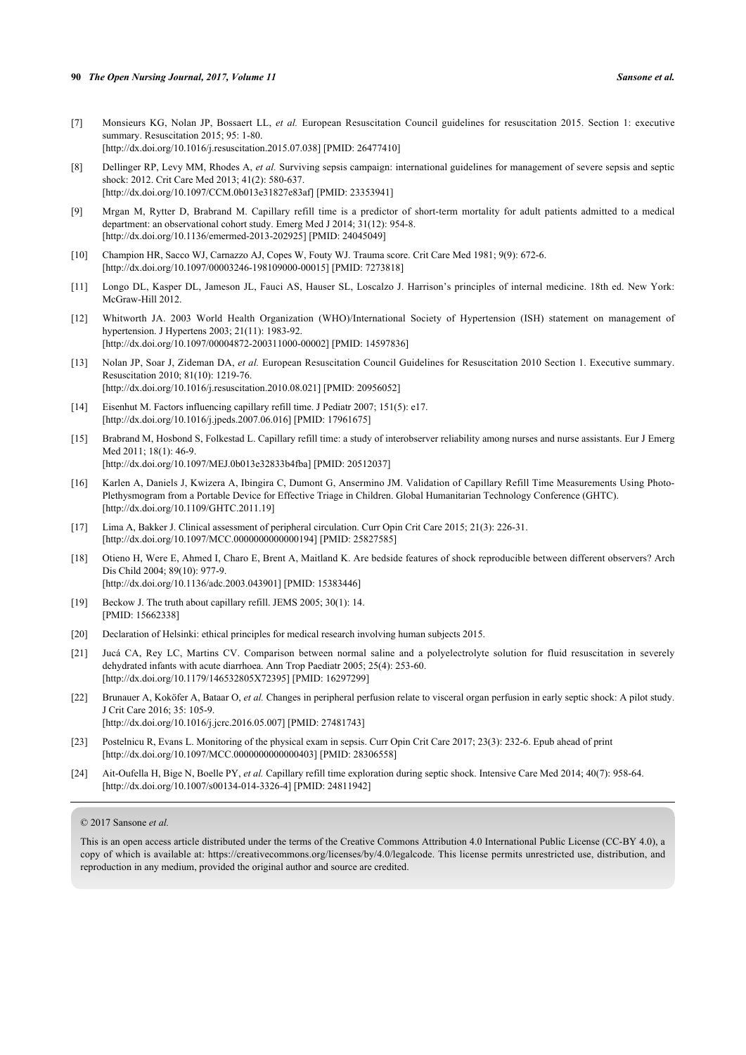[7] Monsieurs KG, Nolan JP, Bossaert LL, *et al.* European Resuscitation Council guidelines for resuscitation 2015. Section 1: executive summary. Resuscitation 2015; 95: 1-80.
[http://dx.doi.org/10.1016/j.resuscitation.2015.07.038] [PMID: 26477410]

[8] Dellinger RP, Levy MM, Rhodes A, *et al.* Surviving sepsis campaign: international guidelines for management of severe sepsis and septic shock: 2012. Crit Care Med 2013; 41(2): 580-637.
[http://dx.doi.org/10.1097/CCM.0b013e31827e83af] [PMID: 23353941]

[9] Mrgan M, Rytter D, Brabrand M. Capillary refill time is a predictor of short-term mortality for adult patients admitted to a medical department: an observational cohort study. Emerg Med J 2014; 31(12): 954-8.
[http://dx.doi.org/10.1136/emermed-2013-202925] [PMID: 24045049]

[10] Champion HR, Sacco WJ, Carnazzo AJ, Copes W, Fouty WJ. Trauma score. Crit Care Med 1981; 9(9): 672-6.
[http://dx.doi.org/10.1097/00003246-198109000-00015] [PMID: 7273818]

[11] Longo DL, Kasper DL, Jameson JL, Fauci AS, Hauser SL, Loscalzo J. Harrison's principles of internal medicine. 18th ed. New York: McGraw-Hill 2012.

[12] Whitworth JA. 2003 World Health Organization (WHO)/International Society of Hypertension (ISH) statement on management of hypertension. J Hypertens 2003; 21(11): 1983-92.
[http://dx.doi.org/10.1097/00004872-200311000-00002] [PMID: 14597836]

[13] Nolan JP, Soar J, Zideman DA, *et al.* European Resuscitation Council Guidelines for Resuscitation 2010 Section 1. Executive summary. Resuscitation 2010; 81(10): 1219-76.
[http://dx.doi.org/10.1016/j.resuscitation.2010.08.021] [PMID: 20956052]

[14] Eisenhut M. Factors influencing capillary refill time. J Pediatr 2007; 151(5): e17.
[http://dx.doi.org/10.1016/j.jpeds.2007.06.016] [PMID: 17961675]

[15] Brabrand M, Hosbond S, Folkestad L. Capillary refill time: a study of interobserver reliability among nurses and nurse assistants. Eur J Emerg Med 2011; 18(1): 46-9.
[http://dx.doi.org/10.1097/MEJ.0b013e32833b4fba] [PMID: 20512037]

[16] Karlen A, Daniels J, Kwizera A, Ibingira C, Dumont G, Ansermino JM. Validation of Capillary Refill Time Measurements Using Photo-Plethysmogram from a Portable Device for Effective Triage in Children. Global Humanitarian Technology Conference (GHTC).
[http://dx.doi.org/10.1109/GHTC.2011.19]

[17] Lima A, Bakker J. Clinical assessment of peripheral circulation. Curr Opin Crit Care 2015; 21(3): 226-31.
[http://dx.doi.org/10.1097/MCC.0000000000000194] [PMID: 25827585]

[18] Otieno H, Were E, Ahmed I, Charo E, Brent A, Maitland K. Are bedside features of shock reproducible between different observers? Arch Dis Child 2004; 89(10): 977-9.
[http://dx.doi.org/10.1136/adc.2003.043901] [PMID: 15383446]

[19] Beckow J. The truth about capillary refill. JEMS 2005; 30(1): 14.
[PMID: 15662338]

[20] Declaration of Helsinki: ethical principles for medical research involving human subjects 2015.

[21] Jucá CA, Rey LC, Martins CV. Comparison between normal saline and a polyelectrolyte solution for fluid resuscitation in severely dehydrated infants with acute diarrhoea. Ann Trop Paediatr 2005; 25(4): 253-60.
[http://dx.doi.org/10.1179/146532805X72395] [PMID: 16297299]

[22] Brunauer A, Koköfer A, Bataar O, *et al.* Changes in peripheral perfusion relate to visceral organ perfusion in early septic shock: A pilot study. J Crit Care 2016; 35: 105-9.
[http://dx.doi.org/10.1016/j.jcrc.2016.05.007] [PMID: 27481743]

[23] Postelnicu R, Evans L. Monitoring of the physical exam in sepsis. Curr Opin Crit Care 2017; 23(3): 232-6. Epub ahead of print
[http://dx.doi.org/10.1097/MCC.0000000000000403] [PMID: 28306558]

[24] Ait-Oufella H, Bige N, Boelle PY, *et al.* Capillary refill time exploration during septic shock. Intensive Care Med 2014; 40(7): 958-64.
[http://dx.doi.org/10.1007/s00134-014-3326-4] [PMID: 24811942]

---

© 2017 Sansone *et al.*

This is an open access article distributed under the terms of the Creative Commons Attribution 4.0 International Public License (CC-BY 4.0), a copy of which is available at: https://creativecommons.org/licenses/by/4.0/legalcode. This license permits unrestricted use, distribution, and reproduction in any medium, provided the original author and source are credited.